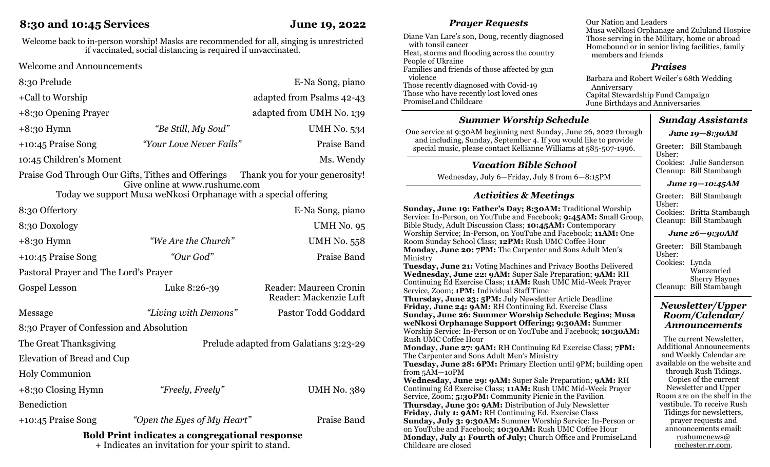# 8:30 and 10:45 Services

**June 19, 2022**

Welcome back to in-person worship! Masks are recommended for all, singing is unrestricted if vaccinated, social distancing is required if unvaccinated.

Welcome and Announcements

| | | |
|---|---|---|
| 8:30 Prelude | | E-Na Song, piano |
| +Call to Worship | | adapted from Psalms 42-43 |
| +8:30 Opening Prayer | | adapted from UMH No. 139 |
| +8:30 Hymn | *"Be Still, My Soul"* | UMH No. 534 |
| +10:45 Praise Song | *"Your Love Never Fails"* | Praise Band |
| 10:45 Children's Moment | | Ms. Wendy |

Praise God Through Our Gifts, Tithes and Offerings — Thank you for your generosity!
Give online at www.rushumc.com
Today we support Musa weNkosi Orphanage with a special offering

| | | |
|---|---|---|
| 8:30 Offertory | | E-Na Song, piano |
| 8:30 Doxology | | UMH No. 95 |
| +8:30 Hymn | *"We Are the Church"* | UMH No. 558 |
| +10:45 Praise Song | *"Our God"* | Praise Band |

Pastoral Prayer and The Lord's Prayer

| | | |
|---|---|---|
| Gospel Lesson | Luke 8:26-39 | Reader: Maureen Cronin<br>Reader: Mackenzie Luft |
| Message | *"Living with Demons"* | Pastor Todd Goddard |

8:30 Prayer of Confession and Absolution

The Great Thanksgiving — Prelude adapted from Galatians 3:23-29

Elevation of Bread and Cup

Holy Communion

| | | |
|---|---|---|
| +8:30 Closing Hymn | *"Freely, Freely"* | UMH No. 389 |

Benediction

| | | |
|---|---|---|
| +10:45 Praise Song | *"Open the Eyes of My Heart"* | Praise Band |

**Bold Print indicates a congregational response**
+ Indicates an invitation for your spirit to stand.

## *Prayer Requests*

Diane Van Lare's son, Doug, recently diagnosed with tonsil cancer
Heat, storms and flooding across the country
People of Ukraine
Families and friends of those affected by gun violence
Those recently diagnosed with Covid-19
Those who have recently lost loved ones
PromiseLand Childcare
Our Nation and Leaders
Musa weNkosi Orphanage and Zululand Hospice
Those serving in the Military, home or abroad
Homebound or in senior living facilities, family members and friends

## *Praises*

Barbara and Robert Weiler's 68th Wedding Anniversary
Capital Stewardship Fund Campaign
June Birthdays and Anniversaries

## *Summer Worship Schedule*

One service at 9:30AM beginning next Sunday, June 26, 2022 through and including, Sunday, September 4. If you would like to provide special music, please contact Kellianne Williams at 585-507-1996.

## *Vacation Bible School*

Wednesday, July 6—Friday, July 8 from 6—8:15PM

## *Activities & Meetings*

**Sunday, June 19: Father's Day; 8:30AM:** Traditional Worship Service: In-Person, on YouTube and Facebook; **9:45AM:** Small Group, Bible Study, Adult Discussion Class; **10:45AM:** Contemporary Worship Service; In-Person, on YouTube and Facebook; **11AM:** One Room Sunday School Class; **12PM:** Rush UMC Coffee Hour
**Monday, June 20: 7PM:** The Carpenter and Sons Adult Men's Ministry
**Tuesday, June 21:** Voting Machines and Privacy Booths Delivered
**Wednesday, June 22: 9AM:** Super Sale Preparation; **9AM:** RH Continuing Ed Exercise Class; **11AM:** Rush UMC Mid-Week Prayer Service, Zoom; **1PM:** Individual Staff Time
**Thursday, June 23: 5PM:** July Newsletter Article Deadline
**Friday, June 24: 9AM:** RH Continuing Ed. Exercise Class
**Sunday, June 26: Summer Worship Schedule Begins; Musa weNkosi Orphanage Support Offering; 9:30AM:** Summer Worship Service: In-Person or on YouTube and Facebook; **10:30AM:** Rush UMC Coffee Hour
**Monday, June 27: 9AM:** RH Continuing Ed Exercise Class; **7PM:** The Carpenter and Sons Adult Men's Ministry
**Tuesday, June 28: 6PM:** Primary Election until 9PM; building open from 5AM—10PM
**Wednesday, June 29: 9AM:** Super Sale Preparation; **9AM:** RH Continuing Ed Exercise Class; **11AM:** Rush UMC Mid-Week Prayer Service, Zoom; **5:30PM:** Community Picnic in the Pavilion
**Thursday, June 30: 9AM:** Distribution of July Newsletter
**Friday, July 1: 9AM:** RH Continuing Ed. Exercise Class
**Sunday, July 3: 9:30AM:** Summer Worship Service: In-Person or on YouTube and Facebook; **10:30AM:** Rush UMC Coffee Hour
**Monday, July 4: Fourth of July;** Church Office and PromiseLand Childcare are closed

## *Sunday Assistants*

### *June 19—8:30AM*

Greeter: Bill Stambaugh
Usher:
Cookies: Julie Sanderson
Cleanup: Bill Stambaugh

### *June 19—10:45AM*

Greeter: Bill Stambaugh
Usher:
Cookies: Britta Stambaugh
Cleanup: Bill Stambaugh

### *June 26—9:30AM*

Greeter: Bill Stambaugh
Usher:
Cookies: Lynda Wanzenried, Sherry Haynes
Cleanup: Bill Stambaugh

## *Newsletter/Upper Room/Calendar/ Announcements*

The current Newsletter, Additional Announcements and Weekly Calendar are available on the website and through Rush Tidings. Copies of the current Newsletter and Upper Room are on the shelf in the vestibule. To receive Rush Tidings for newsletters, prayer requests and announcements email: rushumcnews@rochester.rr.com.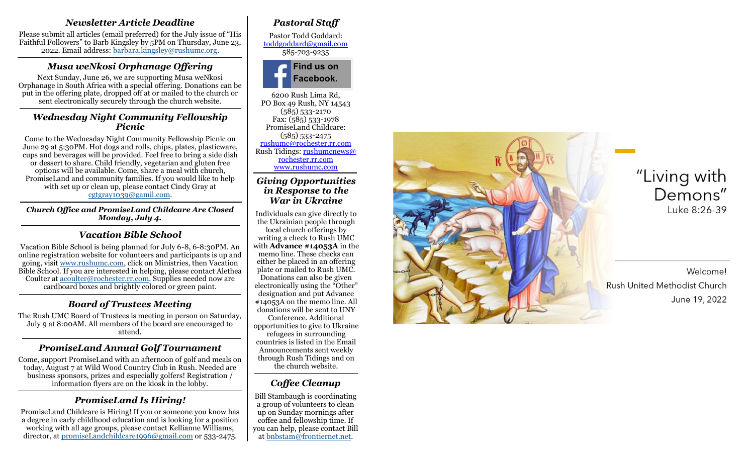## *Newsletter Article Deadline*

Please submit all articles (email preferred) for the July issue of "His Faithful Followers" to Barb Kingsley by 5PM on Thursday, June 23, 2022. Email address: barbara.kingsley@rushumc.org.

## *Musa weNkosi Orphanage Offering*

Next Sunday, June 26, we are supporting Musa weNkosi Orphanage in South Africa with a special offering. Donations can be put in the offering plate, dropped off at or mailed to the church or sent electronically securely through the church website.

## *Wednesday Night Community Fellowship Picnic*

Come to the Wednesday Night Community Fellowship Picnic on June 29 at 5:30PM. Hot dogs and rolls, chips, plates, plasticware, cups and beverages will be provided. Feel free to bring a side dish or dessert to share. Child friendly, vegetarian and gluten free options will be available. Come, share a meal with church, PromiseLand and community families. If you would like to help with set up or clean up, please contact Cindy Gray at cgtgray1039@gamil.com.

***Church Office and PromiseLand Childcare Are Closed Monday, July 4.***

## *Vacation Bible School*

Vacation Bible School is being planned for July 6-8, 6-8:30PM. An online registration website for volunteers and participants is up and going, visit www.rushumc.com, click on Ministries, then Vacation Bible School. If you are interested in helping, please contact Alethea Coulter at acoulter@rochester.rr.com. Supplies needed now are cardboard boxes and brightly colored or green paint.

## *Board of Trustees Meeting*

The Rush UMC Board of Trustees is meeting in person on Saturday, July 9 at 8:00AM. All members of the board are encouraged to attend.

## *PromiseLand Annual Golf Tournament*

Come, support PromiseLand with an afternoon of golf and meals on today, August 7 at Wild Wood Country Club in Rush. Needed are business sponsors, prizes and especially golfers! Registration / information flyers are on the kiosk in the lobby.

## *PromiseLand Is Hiring!*

PromiseLand Childcare is Hiring! If you or someone you know has a degree in early childhood education and is looking for a position working with all age groups, please contact Kellianne Williams, director, at promiseLandchildcare1996@gmail.com or 533-2475.

## *Pastoral Staff*

Pastor Todd Goddard:
toddgoddard@gmail.com
585-703-9235

Find us on Facebook.

6200 Rush Lima Rd,
PO Box 49 Rush, NY 14543
(585) 533-2170
Fax: (585) 533-1978
PromiseLand Childcare:
(585) 533-2475
rushumc@rochester.rr.com
Rush Tidings: rushumcnews@rochester.rr.com
www.rushumc.com

## *Giving Opportunities in Response to the War in Ukraine*

Individuals can give directly to the Ukrainian people through local church offerings by writing a check to Rush UMC with **Advance #14053A** in the memo line. These checks can either be placed in an offering plate or mailed to Rush UMC. Donations can also be given electronically using the "Other" designation and put Advance #14053A on the memo line. All donations will be sent to UNY Conference. Additional opportunities to give to Ukraine refugees in surrounding countries is listed in the Email Announcements sent weekly through Rush Tidings and on the church website.

## *Coffee Cleanup*

Bill Stambaugh is coordinating a group of volunteers to clean up on Sunday mornings after coffee and fellowship time. If you can help, please contact Bill at bnbstam@frontiernet.net.

# "Living with Demons"

Luke 8:26-39

Welcome!
Rush United Methodist Church
June 19, 2022